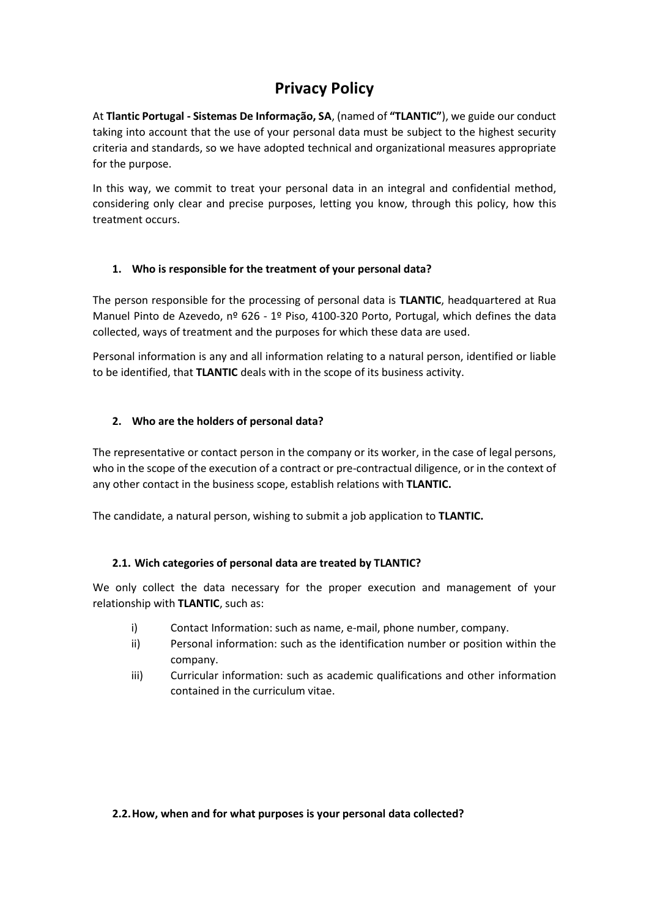# Privacy Policy

At **Tlantic Portugal - Sistemas De Informação, SA**, (named of **"TLANTIC"**), we guide our conduct taking into account that the use of your personal data must be subject to the highest security criteria and standards, so we have adopted technical and organizational measures appropriate for the purpose.

In this way, we commit to treat your personal data in an integral and confidential method, considering only clear and precise purposes, letting you know, through this policy, how this treatment occurs.

## 1. Who is responsible for the treatment of your personal data?

The person responsible for the processing of personal data is **TLANTIC**, headquartered at Rua Manuel Pinto de Azevedo, nº 626 - 1º Piso, 4100-320 Porto, Portugal, which defines the data collected, ways of treatment and the purposes for which these data are used.

Personal information is any and all information relating to a natural person, identified or liable to be identified, that **TLANTIC** deals with in the scope of its business activity.

## 2. Who are the holders of personal data?

The representative or contact person in the company or its worker, in the case of legal persons, who in the scope of the execution of a contract or pre-contractual diligence, or in the context of any other contact in the business scope, establish relations with **TLANTIC.**

The candidate, a natural person, wishing to submit a job application to **TLANTIC.**

### 2.1. Wich categories of personal data are treated by TLANTIC?

We only collect the data necessary for the proper execution and management of your relationship with **TLANTIC**, such as:

i) Contact Information: such as name, e-mail, phone number, company.

ii) Personal information: such as the identification number or position within the company.

iii) Curricular information: such as academic qualifications and other information contained in the curriculum vitae.

### 2.2. How, when and for what purposes is your personal data collected?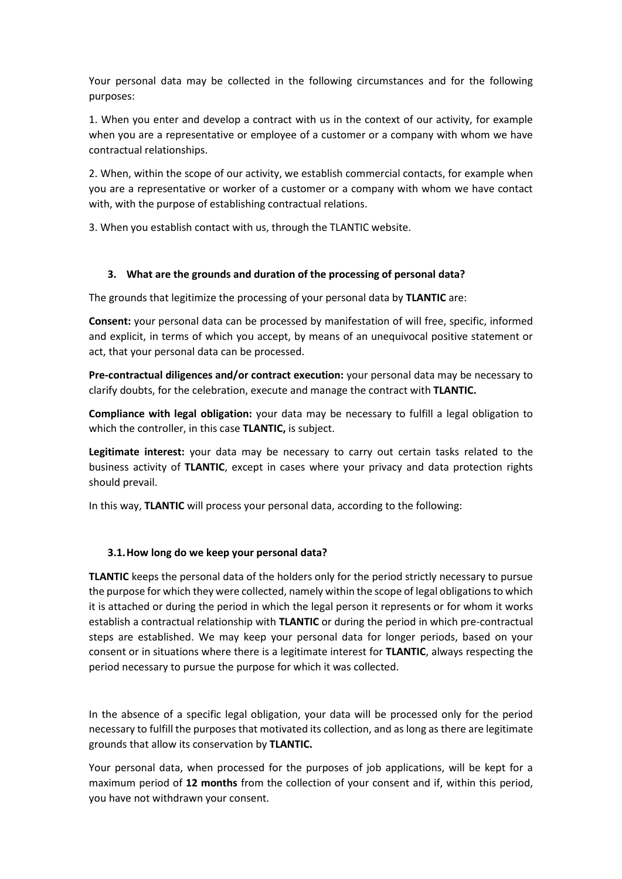Your personal data may be collected in the following circumstances and for the following purposes:

1. When you enter and develop a contract with us in the context of our activity, for example when you are a representative or employee of a customer or a company with whom we have contractual relationships.

2. When, within the scope of our activity, we establish commercial contacts, for example when you are a representative or worker of a customer or a company with whom we have contact with, with the purpose of establishing contractual relations.

3. When you establish contact with us, through the TLANTIC website.

## 3. What are the grounds and duration of the processing of personal data?

The grounds that legitimize the processing of your personal data by **TLANTIC** are:

**Consent:** your personal data can be processed by manifestation of will free, specific, informed and explicit, in terms of which you accept, by means of an unequivocal positive statement or act, that your personal data can be processed.

**Pre-contractual diligences and/or contract execution:** your personal data may be necessary to clarify doubts, for the celebration, execute and manage the contract with **TLANTIC.**

**Compliance with legal obligation:** your data may be necessary to fulfill a legal obligation to which the controller, in this case **TLANTIC,** is subject.

**Legitimate interest:** your data may be necessary to carry out certain tasks related to the business activity of **TLANTIC**, except in cases where your privacy and data protection rights should prevail.

In this way, **TLANTIC** will process your personal data, according to the following:

### 3.1. How long do we keep your personal data?

**TLANTIC** keeps the personal data of the holders only for the period strictly necessary to pursue the purpose for which they were collected, namely within the scope of legal obligations to which it is attached or during the period in which the legal person it represents or for whom it works establish a contractual relationship with **TLANTIC** or during the period in which pre-contractual steps are established. We may keep your personal data for longer periods, based on your consent or in situations where there is a legitimate interest for **TLANTIC**, always respecting the period necessary to pursue the purpose for which it was collected.

In the absence of a specific legal obligation, your data will be processed only for the period necessary to fulfill the purposes that motivated its collection, and as long as there are legitimate grounds that allow its conservation by **TLANTIC.**

Your personal data, when processed for the purposes of job applications, will be kept for a maximum period of **12 months** from the collection of your consent and if, within this period, you have not withdrawn your consent.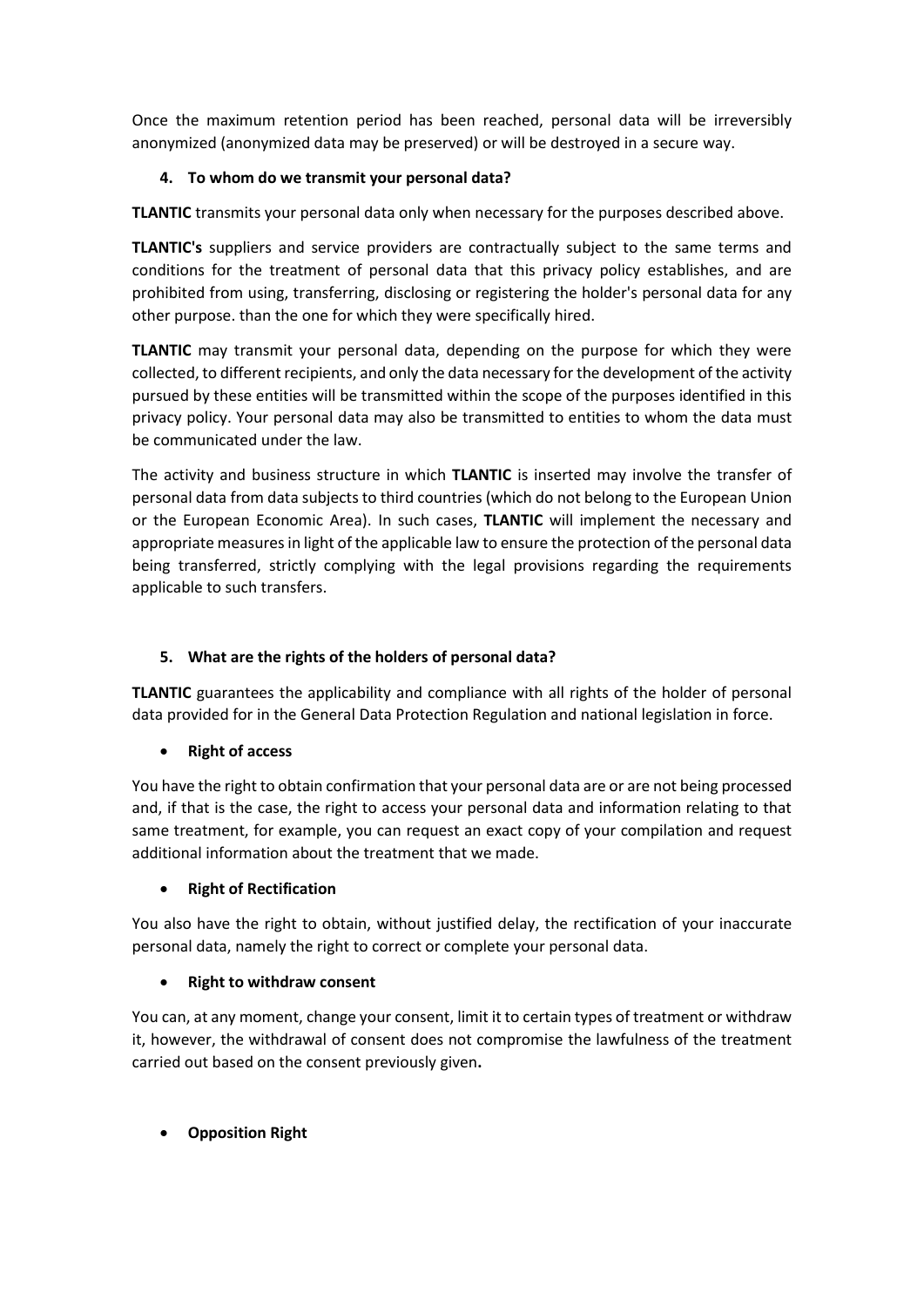Once the maximum retention period has been reached, personal data will be irreversibly anonymized (anonymized data may be preserved) or will be destroyed in a secure way.

## 4. To whom do we transmit your personal data?

**TLANTIC** transmits your personal data only when necessary for the purposes described above.

**TLANTIC's** suppliers and service providers are contractually subject to the same terms and conditions for the treatment of personal data that this privacy policy establishes, and are prohibited from using, transferring, disclosing or registering the holder's personal data for any other purpose. than the one for which they were specifically hired.

**TLANTIC** may transmit your personal data, depending on the purpose for which they were collected, to different recipients, and only the data necessary for the development of the activity pursued by these entities will be transmitted within the scope of the purposes identified in this privacy policy. Your personal data may also be transmitted to entities to whom the data must be communicated under the law.

The activity and business structure in which **TLANTIC** is inserted may involve the transfer of personal data from data subjects to third countries (which do not belong to the European Union or the European Economic Area). In such cases, **TLANTIC** will implement the necessary and appropriate measures in light of the applicable law to ensure the protection of the personal data being transferred, strictly complying with the legal provisions regarding the requirements applicable to such transfers.

## 5. What are the rights of the holders of personal data?

**TLANTIC** guarantees the applicability and compliance with all rights of the holder of personal data provided for in the General Data Protection Regulation and national legislation in force.

- **Right of access**

You have the right to obtain confirmation that your personal data are or are not being processed and, if that is the case, the right to access your personal data and information relating to that same treatment, for example, you can request an exact copy of your compilation and request additional information about the treatment that we made.

- **Right of Rectification**

You also have the right to obtain, without justified delay, the rectification of your inaccurate personal data, namely the right to correct or complete your personal data.

- **Right to withdraw consent**

You can, at any moment, change your consent, limit it to certain types of treatment or withdraw it, however, the withdrawal of consent does not compromise the lawfulness of the treatment carried out based on the consent previously given**.**

- **Opposition Right**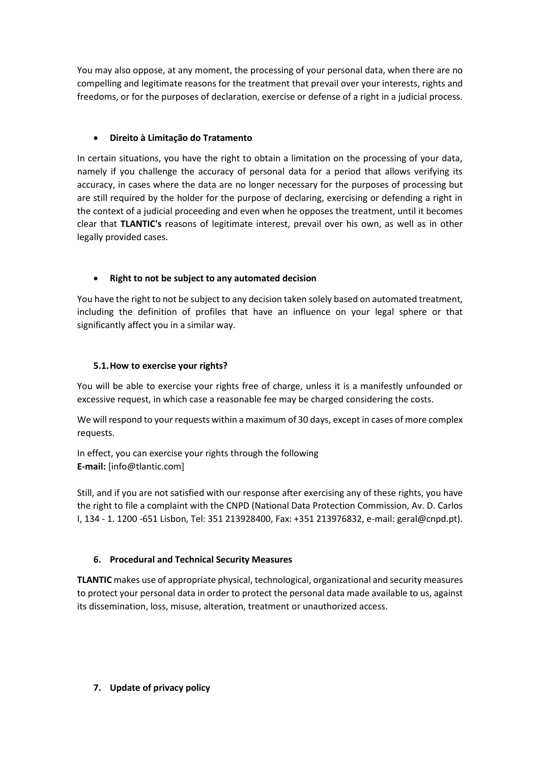You may also oppose, at any moment, the processing of your personal data, when there are no compelling and legitimate reasons for the treatment that prevail over your interests, rights and freedoms, or for the purposes of declaration, exercise or defense of a right in a judicial process.

- **Direito à Limitação do Tratamento**

In certain situations, you have the right to obtain a limitation on the processing of your data, namely if you challenge the accuracy of personal data for a period that allows verifying its accuracy, in cases where the data are no longer necessary for the purposes of processing but are still required by the holder for the purpose of declaring, exercising or defending a right in the context of a judicial proceeding and even when he opposes the treatment, until it becomes clear that **TLANTIC's** reasons of legitimate interest, prevail over his own, as well as in other legally provided cases.

- **Right to not be subject to any automated decision**

You have the right to not be subject to any decision taken solely based on automated treatment, including the definition of profiles that have an influence on your legal sphere or that significantly affect you in a similar way.

### 5.1. How to exercise your rights?

You will be able to exercise your rights free of charge, unless it is a manifestly unfounded or excessive request, in which case a reasonable fee may be charged considering the costs.

We will respond to your requests within a maximum of 30 days, except in cases of more complex requests.

In effect, you can exercise your rights through the following
**E-mail:** [info@tlantic.com]

Still, and if you are not satisfied with our response after exercising any of these rights, you have the right to file a complaint with the CNPD (National Data Protection Commission, Av. D. Carlos I, 134 - 1. 1200 -651 Lisbon, Tel: 351 213928400, Fax: +351 213976832, e-mail: geral@cnpd.pt).

## 6. Procedural and Technical Security Measures

**TLANTIC** makes use of appropriate physical, technological, organizational and security measures to protect your personal data in order to protect the personal data made available to us, against its dissemination, loss, misuse, alteration, treatment or unauthorized access.

## 7. Update of privacy policy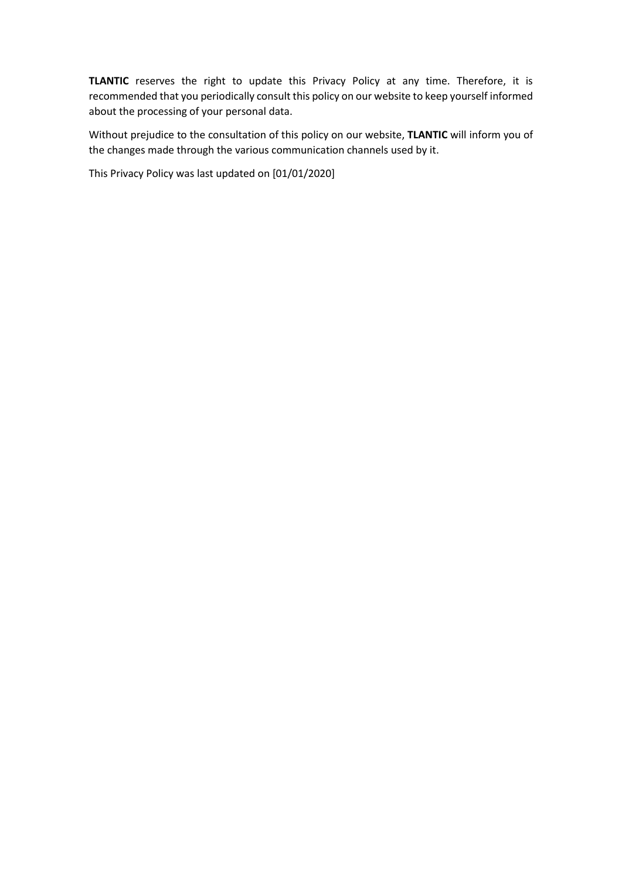**TLANTIC** reserves the right to update this Privacy Policy at any time. Therefore, it is recommended that you periodically consult this policy on our website to keep yourself informed about the processing of your personal data.

Without prejudice to the consultation of this policy on our website, **TLANTIC** will inform you of the changes made through the various communication channels used by it.

This Privacy Policy was last updated on [01/01/2020]